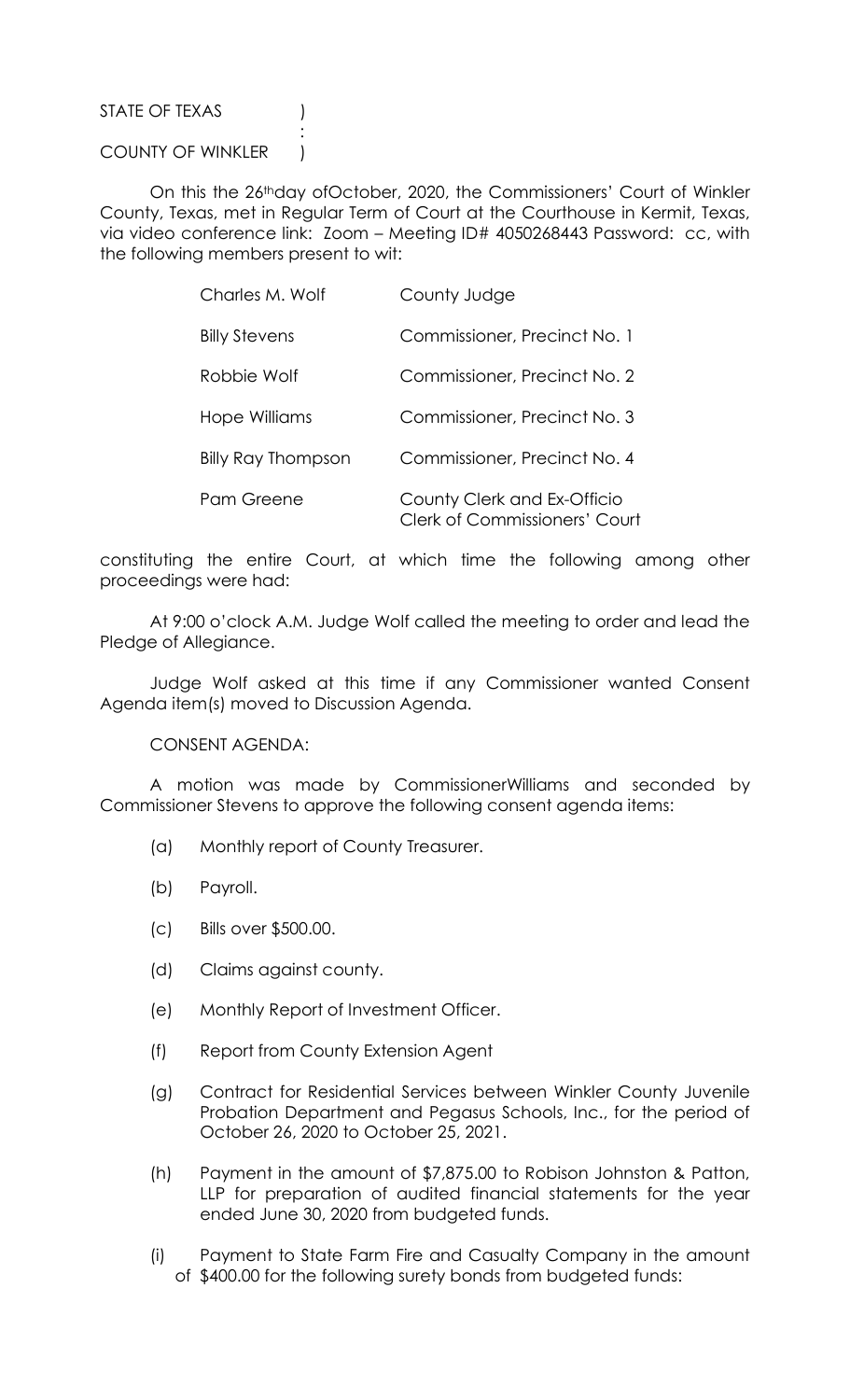STATE OF TEXAS )
:
COUNTY OF WINKLER )

On this the 26th day of October, 2020, the Commissioners' Court of Winkler County, Texas, met in Regular Term of Court at the Courthouse in Kermit, Texas, via video conference link: Zoom – Meeting ID# 4050268443 Password: cc, with the following members present to wit:

| | |
|---|---|
| Charles M. Wolf | County Judge |
| Billy Stevens | Commissioner, Precinct No. 1 |
| Robbie Wolf | Commissioner, Precinct No. 2 |
| Hope Williams | Commissioner, Precinct No. 3 |
| Billy Ray Thompson | Commissioner, Precinct No. 4 |
| Pam Greene | County Clerk and Ex-Officio Clerk of Commissioners' Court |

constituting the entire Court, at which time the following among other proceedings were had:

At 9:00 o'clock A.M. Judge Wolf called the meeting to order and lead the Pledge of Allegiance.

Judge Wolf asked at this time if any Commissioner wanted Consent Agenda item(s) moved to Discussion Agenda.

CONSENT AGENDA:

A motion was made by Commissioner Williams and seconded by Commissioner Stevens to approve the following consent agenda items:

(a) Monthly report of County Treasurer.

(b) Payroll.

(c) Bills over $500.00.

(d) Claims against county.

(e) Monthly Report of Investment Officer.

(f) Report from County Extension Agent

(g) Contract for Residential Services between Winkler County Juvenile Probation Department and Pegasus Schools, Inc., for the period of October 26, 2020 to October 25, 2021.

(h) Payment in the amount of $7,875.00 to Robison Johnston & Patton, LLP for preparation of audited financial statements for the year ended June 30, 2020 from budgeted funds.

(i) Payment to State Farm Fire and Casualty Company in the amount of $400.00 for the following surety bonds from budgeted funds: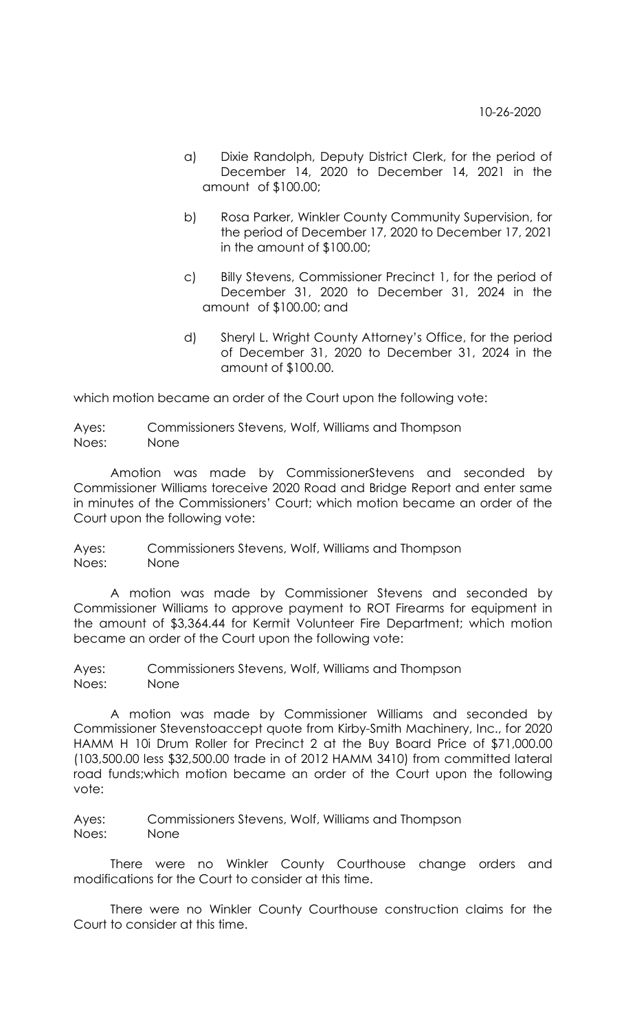a) Dixie Randolph, Deputy District Clerk, for the period of December 14, 2020 to December 14, 2021 in the amount of $100.00;

b) Rosa Parker, Winkler County Community Supervision, for the period of December 17, 2020 to December 17, 2021 in the amount of $100.00;

c) Billy Stevens, Commissioner Precinct 1, for the period of December 31, 2020 to December 31, 2024 in the amount of $100.00; and

d) Sheryl L. Wright County Attorney's Office, for the period of December 31, 2020 to December 31, 2024 in the amount of $100.00.

which motion became an order of the Court upon the following vote:

Ayes: Commissioners Stevens, Wolf, Williams and Thompson
Noes: None

Amotion was made by CommissionerStevens and seconded by Commissioner Williams toreceive 2020 Road and Bridge Report and enter same in minutes of the Commissioners' Court; which motion became an order of the Court upon the following vote:

Ayes: Commissioners Stevens, Wolf, Williams and Thompson
Noes: None

A motion was made by Commissioner Stevens and seconded by Commissioner Williams to approve payment to ROT Firearms for equipment in the amount of $3,364.44 for Kermit Volunteer Fire Department; which motion became an order of the Court upon the following vote:

Ayes: Commissioners Stevens, Wolf, Williams and Thompson
Noes: None

A motion was made by Commissioner Williams and seconded by Commissioner Stevenstoaccept quote from Kirby-Smith Machinery, Inc., for 2020 HAMM H 10i Drum Roller for Precinct 2 at the Buy Board Price of $71,000.00 (103,500.00 less $32,500.00 trade in of 2012 HAMM 3410) from committed lateral road funds;which motion became an order of the Court upon the following vote:

Ayes: Commissioners Stevens, Wolf, Williams and Thompson
Noes: None

There were no Winkler County Courthouse change orders and modifications for the Court to consider at this time.

There were no Winkler County Courthouse construction claims for the Court to consider at this time.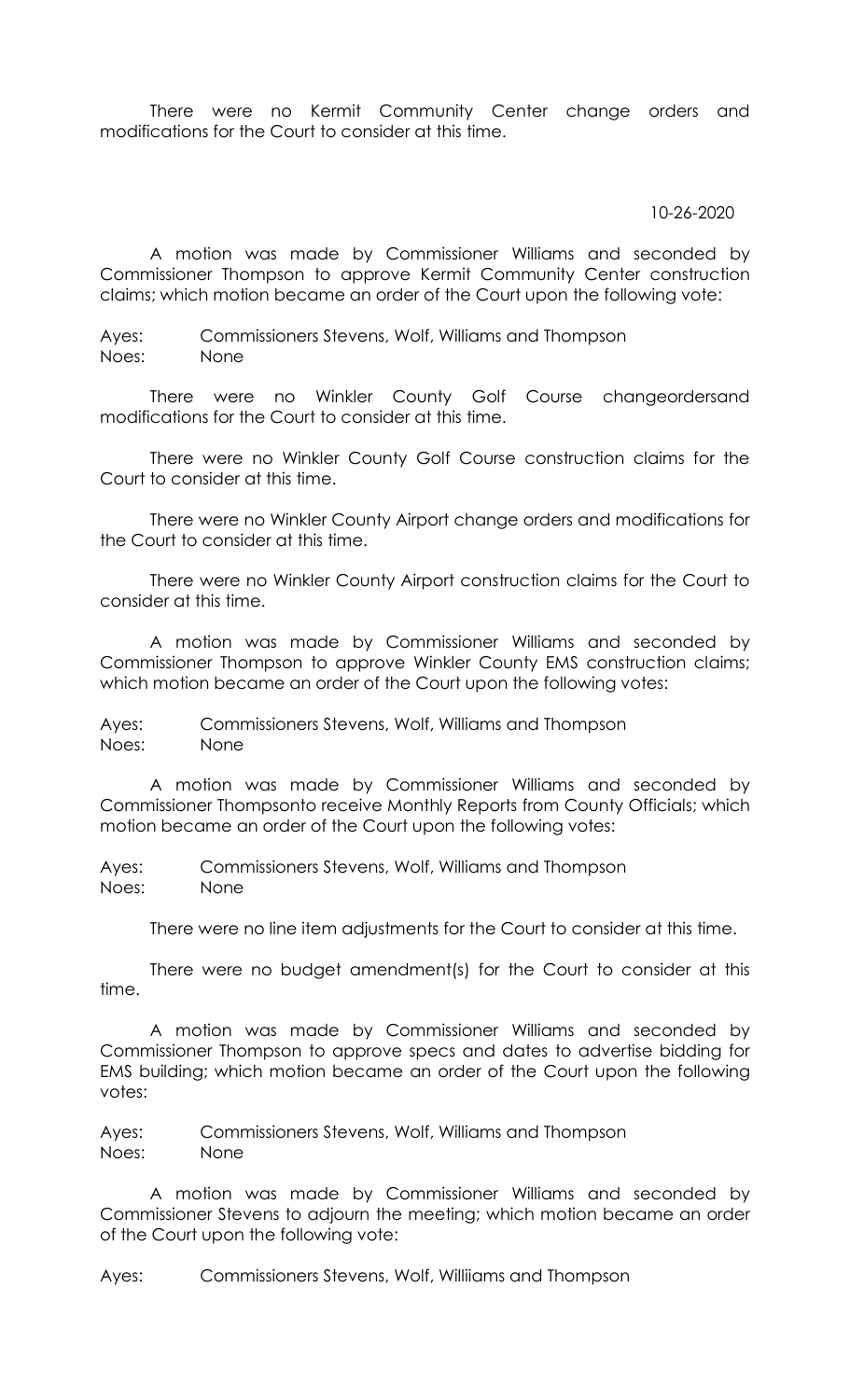There were no Kermit Community Center change orders and modifications for the Court to consider at this time.

10-26-2020

A motion was made by Commissioner Williams and seconded by Commissioner Thompson to approve Kermit Community Center construction claims; which motion became an order of the Court upon the following vote:

Ayes: Commissioners Stevens, Wolf, Williams and Thompson
Noes: None

There were no Winkler County Golf Course changeordersand modifications for the Court to consider at this time.

There were no Winkler County Golf Course construction claims for the Court to consider at this time.

There were no Winkler County Airport change orders and modifications for the Court to consider at this time.

There were no Winkler County Airport construction claims for the Court to consider at this time.

A motion was made by Commissioner Williams and seconded by Commissioner Thompson to approve Winkler County EMS construction claims; which motion became an order of the Court upon the following votes:

Ayes: Commissioners Stevens, Wolf, Williams and Thompson
Noes: None

A motion was made by Commissioner Williams and seconded by Commissioner Thompsonto receive Monthly Reports from County Officials; which motion became an order of the Court upon the following votes:

Ayes: Commissioners Stevens, Wolf, Williams and Thompson
Noes: None

There were no line item adjustments for the Court to consider at this time.

There were no budget amendment(s) for the Court to consider at this time.

A motion was made by Commissioner Williams and seconded by Commissioner Thompson to approve specs and dates to advertise bidding for EMS building; which motion became an order of the Court upon the following votes:

Ayes: Commissioners Stevens, Wolf, Williams and Thompson
Noes: None

A motion was made by Commissioner Williams and seconded by Commissioner Stevens to adjourn the meeting; which motion became an order of the Court upon the following vote:

Ayes: Commissioners Stevens, Wolf, Williiams and Thompson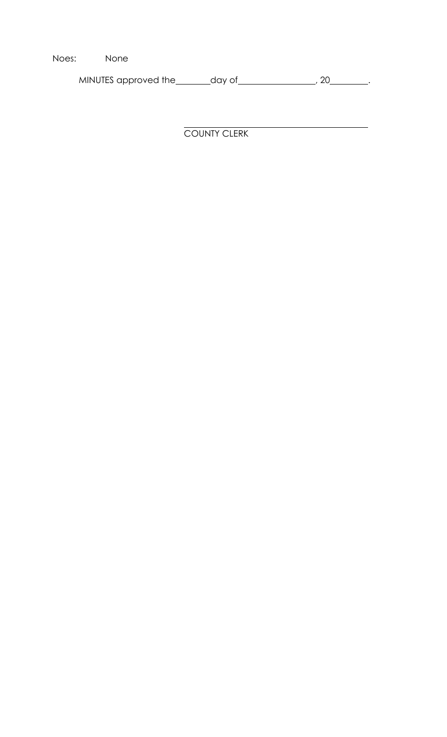Noes: None

MINUTES approved the_______day of________________, 20________.

______________________________________

COUNTY CLERK